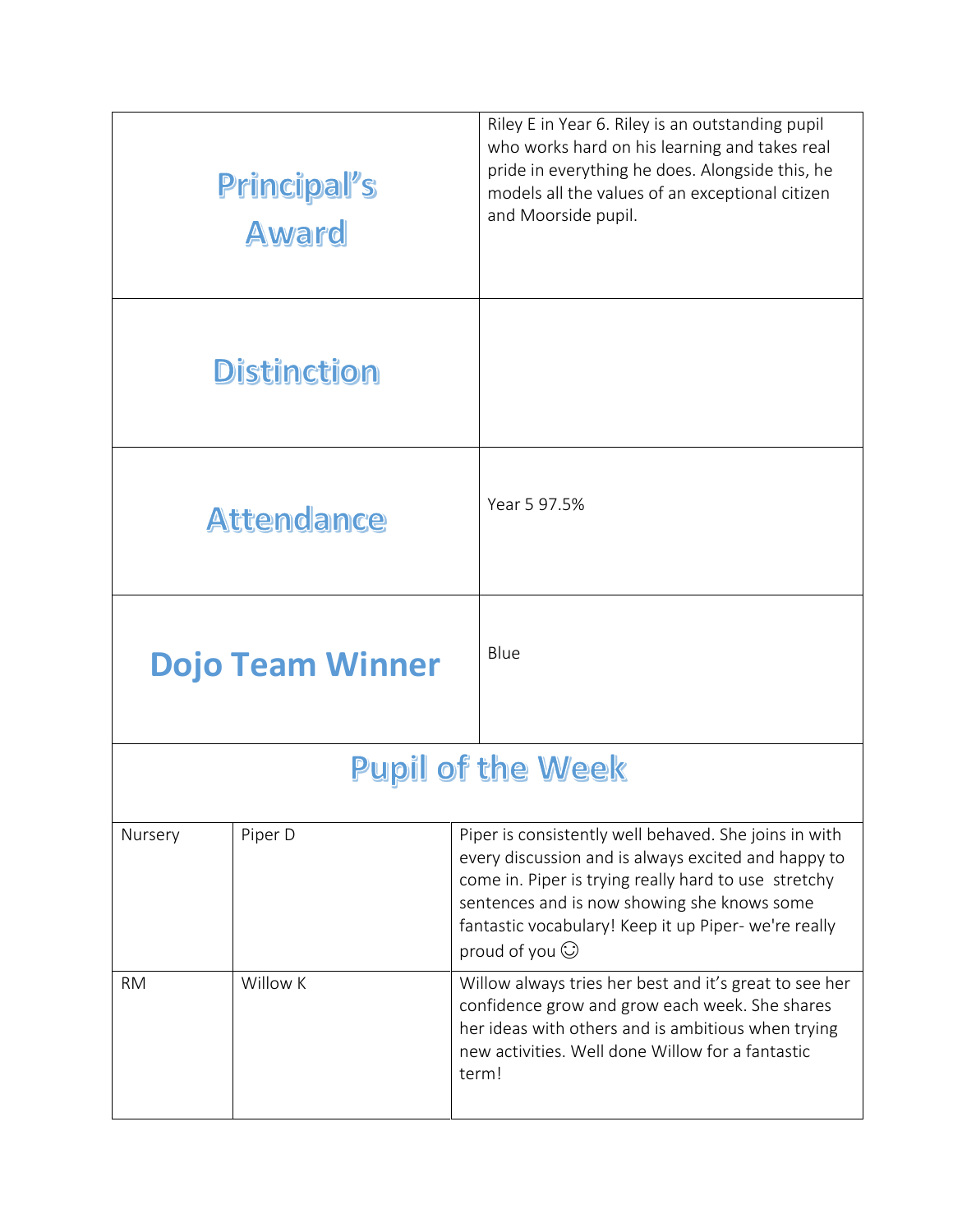| Principal's Award | Riley E in Year 6. Riley is an outstanding pupil who works hard on his learning and takes real pride in everything he does. Alongside this, he models all the values of an exceptional citizen and Moorside pupil. |
|---|---|
| Distinction | |
| Attendance | Year 5 97.5% |
| Dojo Team Winner | Blue |

## Pupil of the Week

| | | |
|---|---|---|
| Nursery | Piper D | Piper is consistently well behaved. She joins in with every discussion and is always excited and happy to come in. Piper is trying really hard to use stretchy sentences and is now showing she knows some fantastic vocabulary! Keep it up Piper- we're really proud of you ☺ |
| RM | Willow K | Willow always tries her best and it's great to see her confidence grow and grow each week. She shares her ideas with others and is ambitious when trying new activities. Well done Willow for a fantastic term! |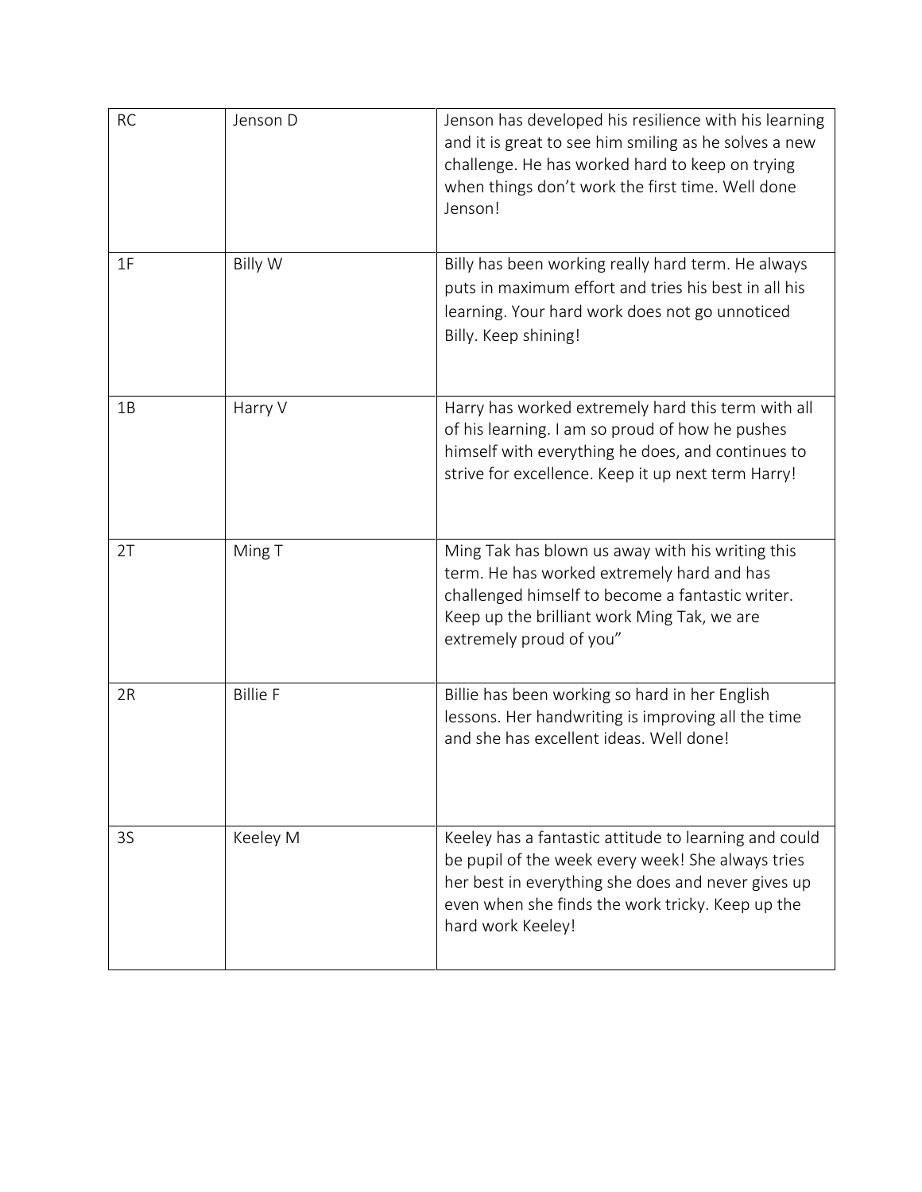| | | |
|---|---|---|
| RC | Jenson D | Jenson has developed his resilience with his learning and it is great to see him smiling as he solves a new challenge. He has worked hard to keep on trying when things don't work the first time. Well done Jenson! |
| 1F | Billy W | Billy has been working really hard term. He always puts in maximum effort and tries his best in all his learning. Your hard work does not go unnoticed Billy. Keep shining! |
| 1B | Harry V | Harry has worked extremely hard this term with all of his learning. I am so proud of how he pushes himself with everything he does, and continues to strive for excellence. Keep it up next term Harry! |
| 2T | Ming T | Ming Tak has blown us away with his writing this term. He has worked extremely hard and has challenged himself to become a fantastic writer. Keep up the brilliant work Ming Tak, we are extremely proud of you" |
| 2R | Billie F | Billie has been working so hard in her English lessons. Her handwriting is improving all the time and she has excellent ideas. Well done! |
| 3S | Keeley M | Keeley has a fantastic attitude to learning and could be pupil of the week every week! She always tries her best in everything she does and never gives up even when she finds the work tricky. Keep up the hard work Keeley! |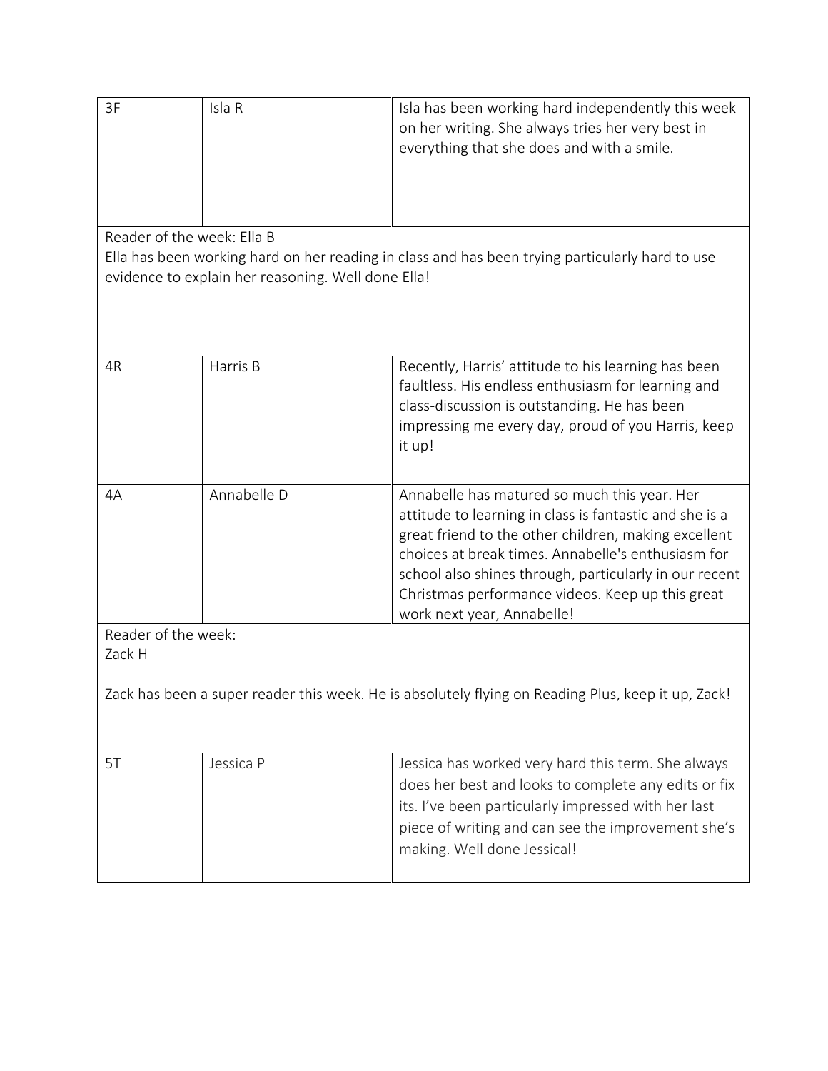| 3F | Isla R | Isla has been working hard independently this week on her writing. She always tries her very best in everything that she does and with a smile. |
|---|---|---|
| Reader of the week: Ella B<br>Ella has been working hard on her reading in class and has been trying particularly hard to use evidence to explain her reasoning. Well done Ella! | | |
| 4R | Harris B | Recently, Harris' attitude to his learning has been faultless. His endless enthusiasm for learning and class-discussion is outstanding. He has been impressing me every day, proud of you Harris, keep it up! |
| 4A | Annabelle D | Annabelle has matured so much this year. Her attitude to learning in class is fantastic and she is a great friend to the other children, making excellent choices at break times. Annabelle's enthusiasm for school also shines through, particularly in our recent Christmas performance videos. Keep up this great work next year, Annabelle! |
| Reader of the week:<br>Zack H<br><br>Zack has been a super reader this week. He is absolutely flying on Reading Plus, keep it up, Zack! | | |
| 5T | Jessica P | Jessica has worked very hard this term. She always does her best and looks to complete any edits or fix its. I've been particularly impressed with her last piece of writing and can see the improvement she's making. Well done Jessical! |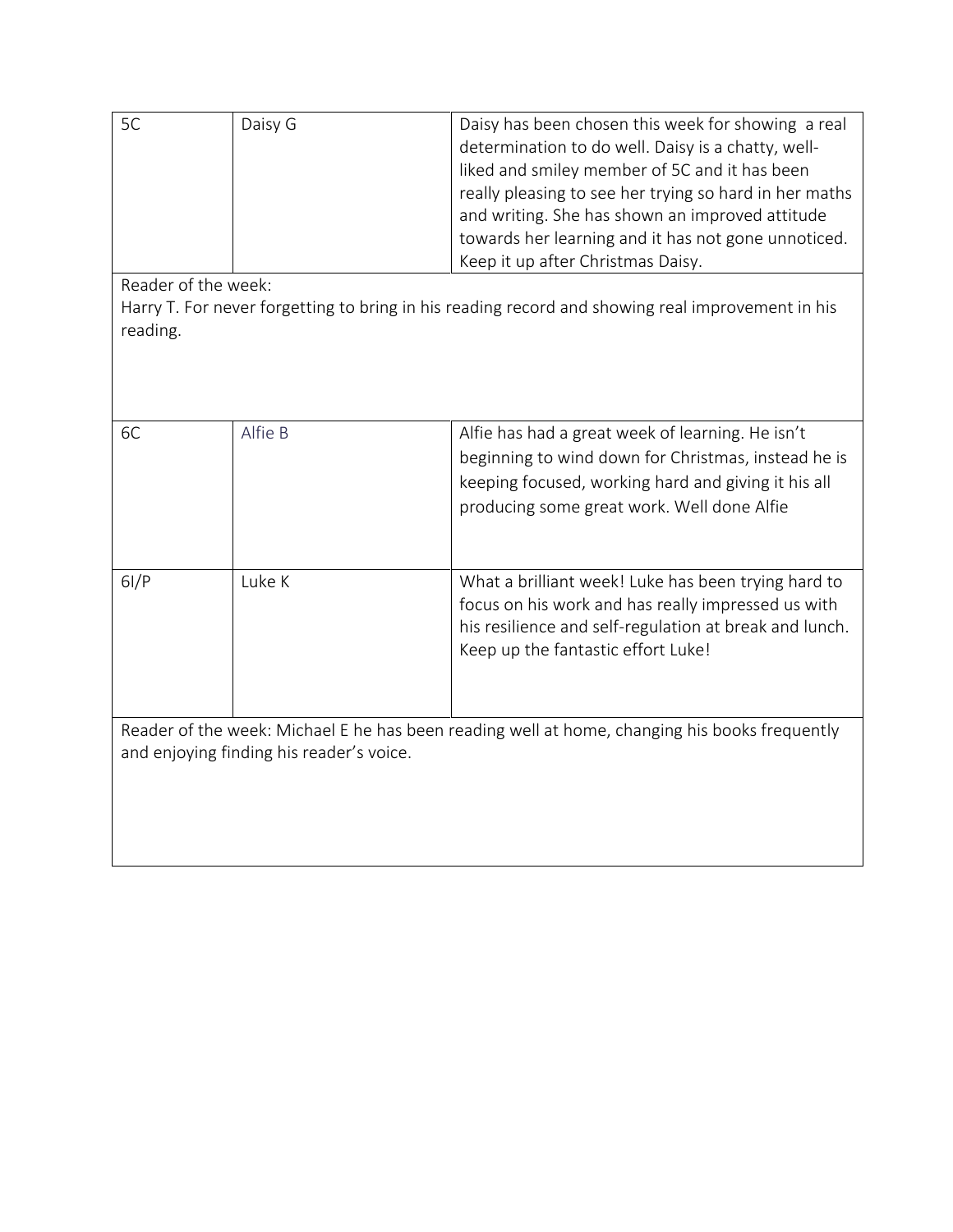| | | |
|---|---|---|
| 5C | Daisy G | Daisy has been chosen this week for showing a real determination to do well. Daisy is a chatty, well-liked and smiley member of 5C and it has been really pleasing to see her trying so hard in her maths and writing. She has shown an improved attitude towards her learning and it has not gone unnoticed. Keep it up after Christmas Daisy. |
| Reader of the week: Harry T. For never forgetting to bring in his reading record and showing real improvement in his reading. | | |
| 6C | Alfie B | Alfie has had a great week of learning. He isn't beginning to wind down for Christmas, instead he is keeping focused, working hard and giving it his all producing some great work. Well done Alfie |
| 6I/P | Luke K | What a brilliant week! Luke has been trying hard to focus on his work and has really impressed us with his resilience and self-regulation at break and lunch. Keep up the fantastic effort Luke! |
| Reader of the week: Michael E he has been reading well at home, changing his books frequently and enjoying finding his reader's voice. | | |